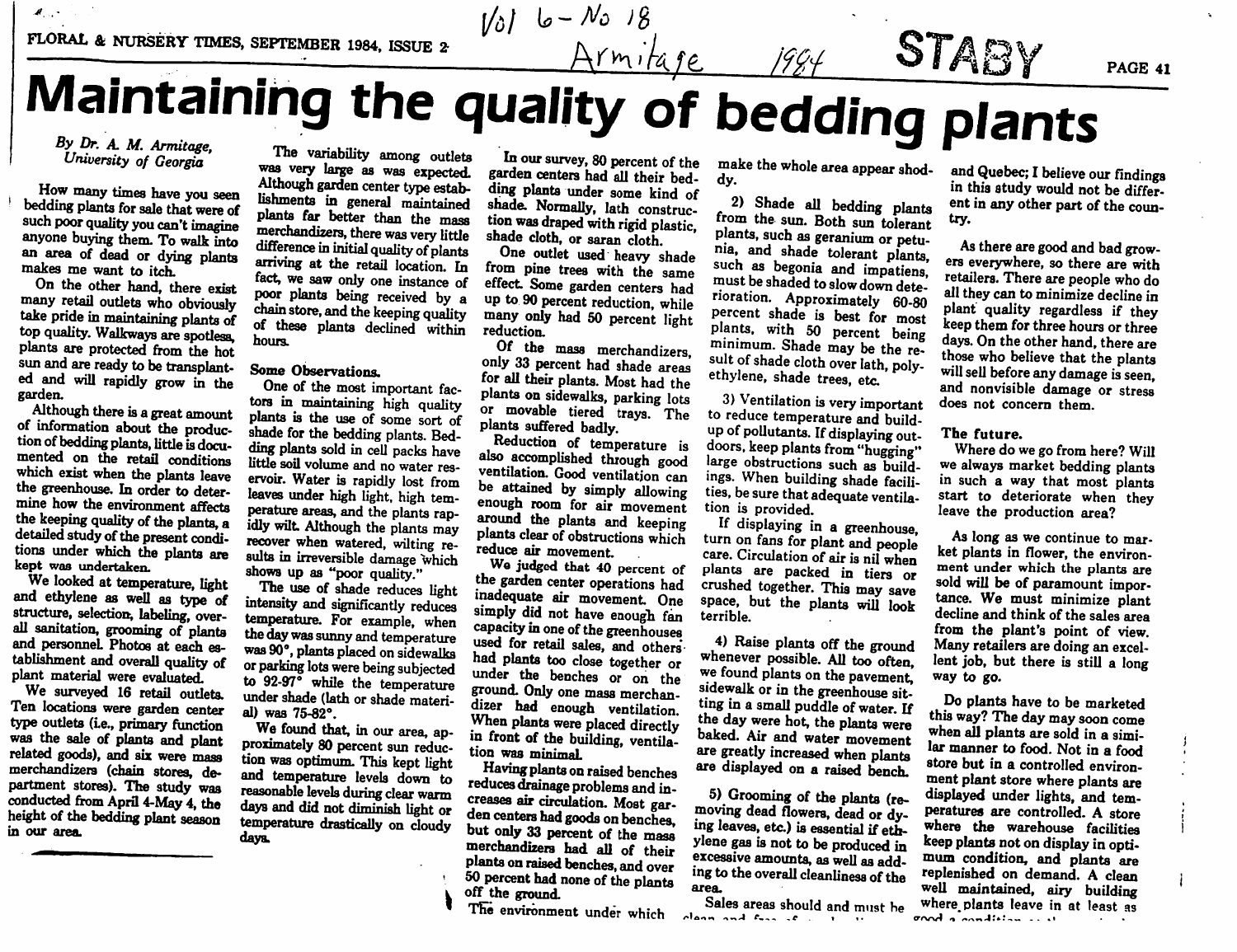# Maintaining the quality of bedding plants

*By Dr. A. M. Armitage, University of Georgia*

How many times have you seen bedding plants for sale that were of such poor quality you can't imagine anyone buying them. To walk into an area of dead or dying plants makes me want to itch.

On the other hand, there exist many retail outlets who obviously take pride in maintaining plants of top quality. Walkways are spotless, plants are protected from the hot sun and are ready to be transplanted and will rapidly grow in the garden.

Although there is a great amount of information about the production of bedding plants, little is documented on the retail conditions which exist when the plants leave the greenhouse. In order to determine how the environment affects the keeping quality of the plants, a detailed study of the present conditions under which the plants are kept was undertaken.

We looked at temperature, light and ethylene as well as type of structure, selection, labeling, overall sanitation, grooming of plants and personnel. Photos at each establishment and overall quality of plant material were evaluated.

We surveyed 16 retail outlets. Ten locations were garden center type outlets (i.e., primary function was the sale of plants and plant related goods), and six were mass merchandizers (chain stores, department stores). The study was conducted from April 4-May 4, the height of the bedding plant season in our area.

The variability among outlets was very large as was expected. Although garden center type establishments in general maintained plants far better than the mass merchandizers, there was very little difference in initial quality of plants arriving at the retail location. In fact, we saw only one instance of poor plants being received by a chain store, and the keeping quality of these plants declined within hours.

## Some Observations.

One of the most important factors in maintaining high quality plants is the use of some sort of shade for the bedding plants. Bedding plants sold in cell packs have little soil volume and no water reservoir. Water is rapidly lost from leaves under high light, high temperature areas, and the plants rapidly wilt. Although the plants may recover when watered, wilting results in irreversible damage which shows up as "poor quality."

The use of shade reduces light intensity and significantly reduces temperature. For example, when the day was sunny and temperature was 90°, plants placed on sidewalks or parking lots were being subjected to 92-97° while the temperature under shade (lath or shade material) was 75-82°.

We found that, in our area, approximately 80 percent sun reduction was optimum. This kept light and temperature levels down to reasonable levels during clear warm days and did not diminish light or temperature drastically on cloudy days.

In our survey, 80 percent of the garden centers had all their bedding plants under some kind of shade. Normally, lath construction was draped with rigid plastic, shade cloth, or saran cloth.

One outlet used heavy shade from pine trees with the same effect. Some garden centers had up to 90 percent reduction, while many only had 50 percent light reduction.

Of the mass merchandizers, only 33 percent had shade areas for all their plants. Most had the plants on sidewalks, parking lots or movable tiered trays. The plants suffered badly.

Reduction of temperature is also accomplished through good ventilation. Good ventilation can be attained by simply allowing enough room for air movement around the plants and keeping plants clear of obstructions which reduce air movement.

We judged that 40 percent of the garden center operations had inadequate air movement. One simply did not have enough fan capacity in one of the greenhouses used for retail sales, and others had plants too close together or under the benches or on the ground. Only one mass merchandizer had enough ventilation. When plants were placed directly in front of the building, ventilation was minimal.

Having plants on raised benches reduces drainage problems and increases air circulation. Most garden centers had goods on benches, but only 33 percent of the mass merchandizers had all of their plants on raised benches, and over 50 percent had none of the plants off the ground.

The environment under which make the whole area appear shoddy.

2) Shade all bedding plants from the sun. Both sun tolerant plants, such as geranium or petunia, and shade tolerant plants, such as begonia and impatiens, must be shaded to slow down deterioration. Approximately 60-80 percent shade is best for most plants, with 50 percent being minimum. Shade may be the result of shade cloth over lath, polyethylene, shade trees, etc.

3) Ventilation is very important to reduce temperature and build-up of pollutants. If displaying outdoors, keep plants from "hugging" large obstructions such as buildings. When building shade facilities, be sure that adequate ventilation is provided.

If displaying in a greenhouse, turn on fans for plant and people care. Circulation of air is nil when plants are packed in tiers or crushed together. This may save space, but the plants will look terrible.

4) Raise plants off the ground whenever possible. All too often, we found plants on the pavement, sidewalk or in the greenhouse sitting in a small puddle of water. If the day were hot, the plants were baked. Air and water movement are greatly increased when plants are displayed on a raised bench.

5) Grooming of the plants (removing dead flowers, dead or dying leaves, etc.) is essential if ethylene gas is not to be produced in excessive amounts, as well as adding to the overall cleanliness of the area.

Sales areas should and must be clean and free of ...

and Quebec; I believe our findings in this study would not be different in any other part of the country.

As there are good and bad growers everywhere, so there are with retailers. There are people who do all they can to minimize decline in plant quality regardless if they keep them for three hours or three days. On the other hand, there are those who believe that the plants will sell before any damage is seen, and nonvisible damage or stress does not concern them.

## The future.

Where do we go from here? Will we always market bedding plants in such a way that most plants start to deteriorate when they leave the production area?

As long as we continue to market plants in flower, the environment under which the plants are sold will be of paramount importance. We must minimize plant decline and think of the sales area from the plant's point of view. Many retailers are doing an excellent job, but there is still a long way to go.

Do plants have to be marketed this way? The day may soon come when all plants are sold in a similar manner to food. Not in a food store but in a controlled environment plant store where plants are displayed under lights, and temperatures are controlled. A store where the warehouse facilities keep plants not on display in optimum condition, and plants are replenished on demand. A clean well maintained, airy building where plants leave in at least as good a condition ...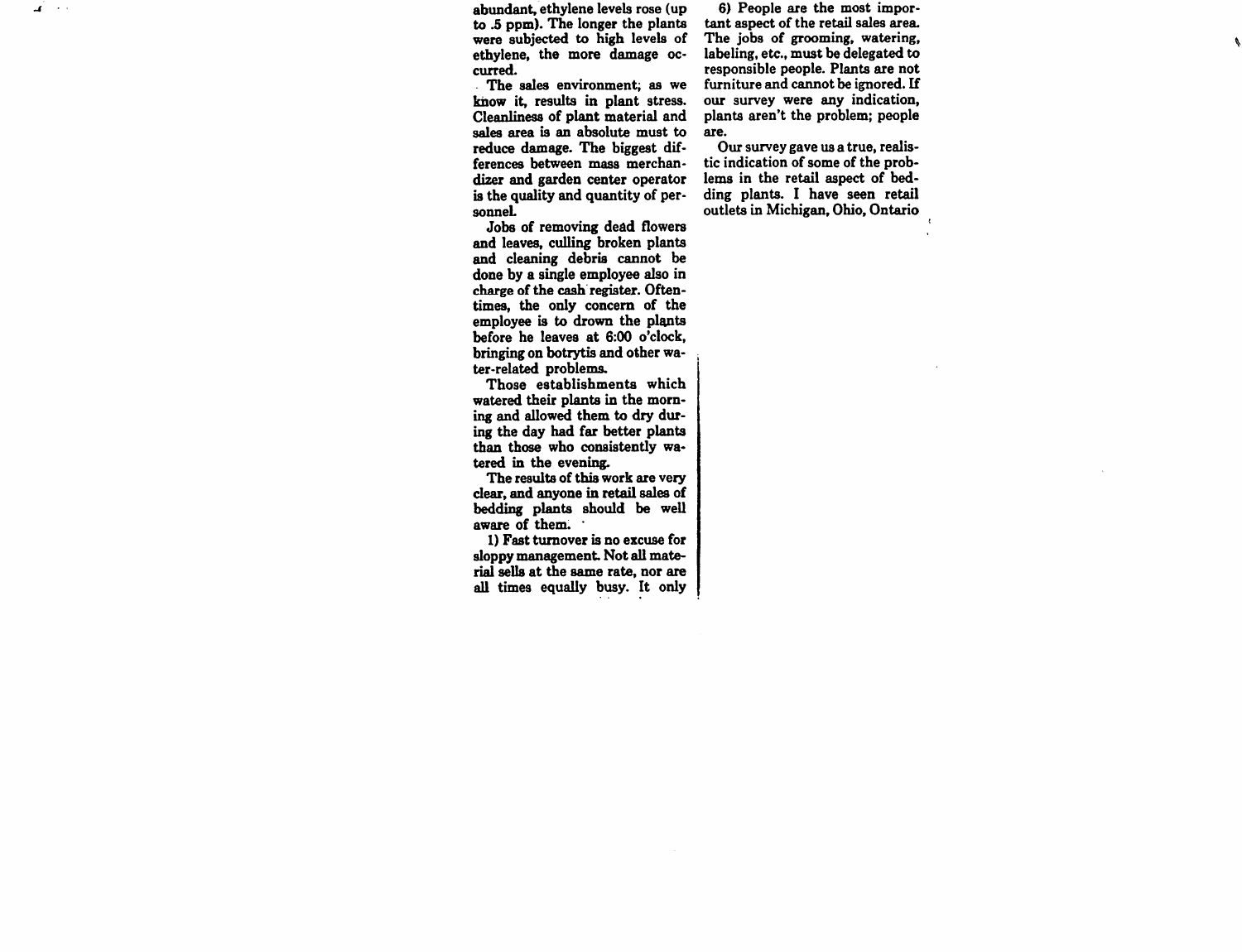abundant, ethylene levels rose (up to .5 ppm). The longer the plants were subjected to high levels of ethylene, the more damage occurred.

The sales environment, as we know it, results in plant stress. Cleanliness of plant material and sales area is an absolute must to reduce damage. The biggest differences between mass merchandizer and garden center operator is the quality and quantity of personnel.

Jobs of removing dead flowers and leaves, culling broken plants and cleaning debris cannot be done by a single employee also in charge of the cash register. Oftentimes, the only concern of the employee is to drown the plants before he leaves at 6:00 o'clock, bringing on botrytis and other water-related problems.

Those establishments which watered their plants in the morning and allowed them to dry during the day had far better plants than those who consistently watered in the evening.

The results of this work are very clear, and anyone in retail sales of bedding plants should be well aware of them.

1) Fast turnover is no excuse for sloppy management. Not all material sells at the same rate, nor are all times equally busy. It only

6) People are the most important aspect of the retail sales area. The jobs of grooming, watering, labeling, etc., must be delegated to responsible people. Plants are not furniture and cannot be ignored. If our survey were any indication, plants aren't the problem; people are.

Our survey gave us a true, realistic indication of some of the problems in the retail aspect of bedding plants. I have seen retail outlets in Michigan, Ohio, Ontario